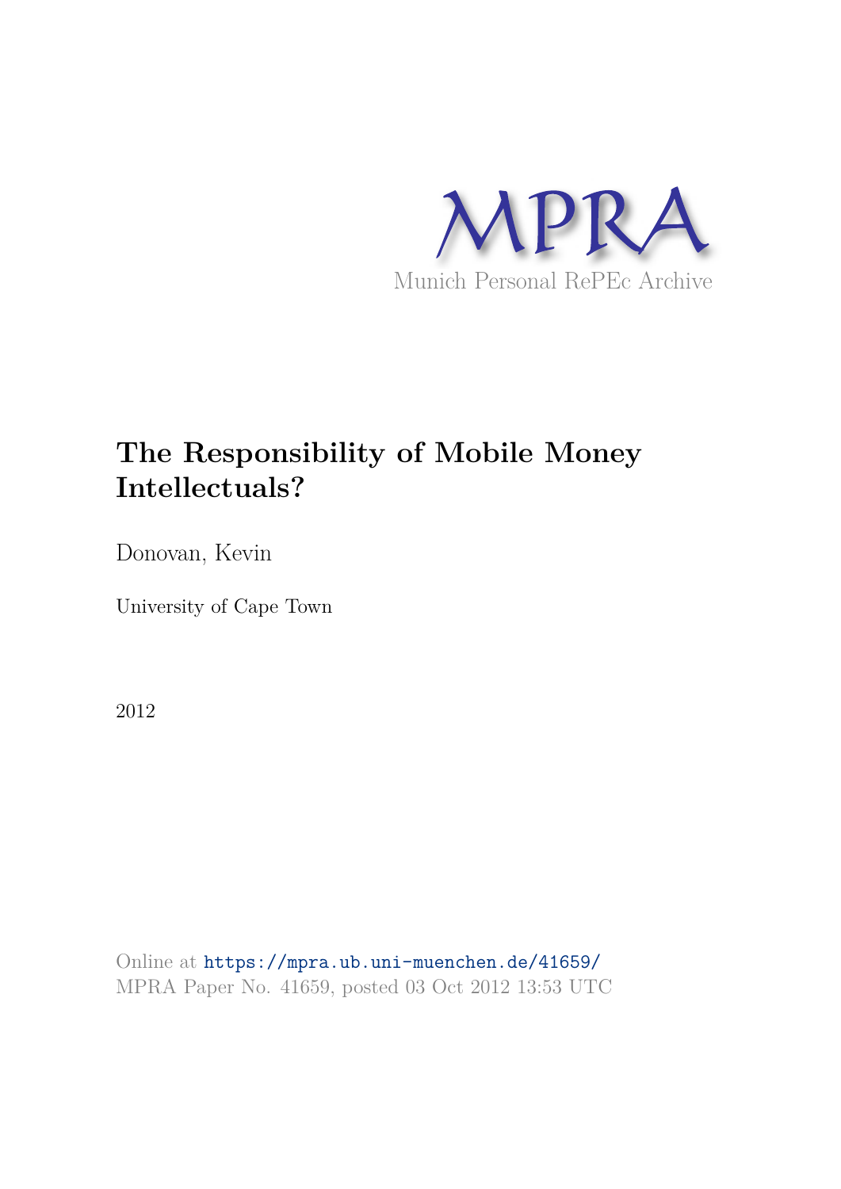MPRA

Munich Personal RePEc Archive

# The Responsibility of Mobile Money Intellectuals?

Donovan, Kevin

University of Cape Town

2012

Online at https://mpra.ub.uni-muenchen.de/41659/

MPRA Paper No. 41659, posted 03 Oct 2012 13:53 UTC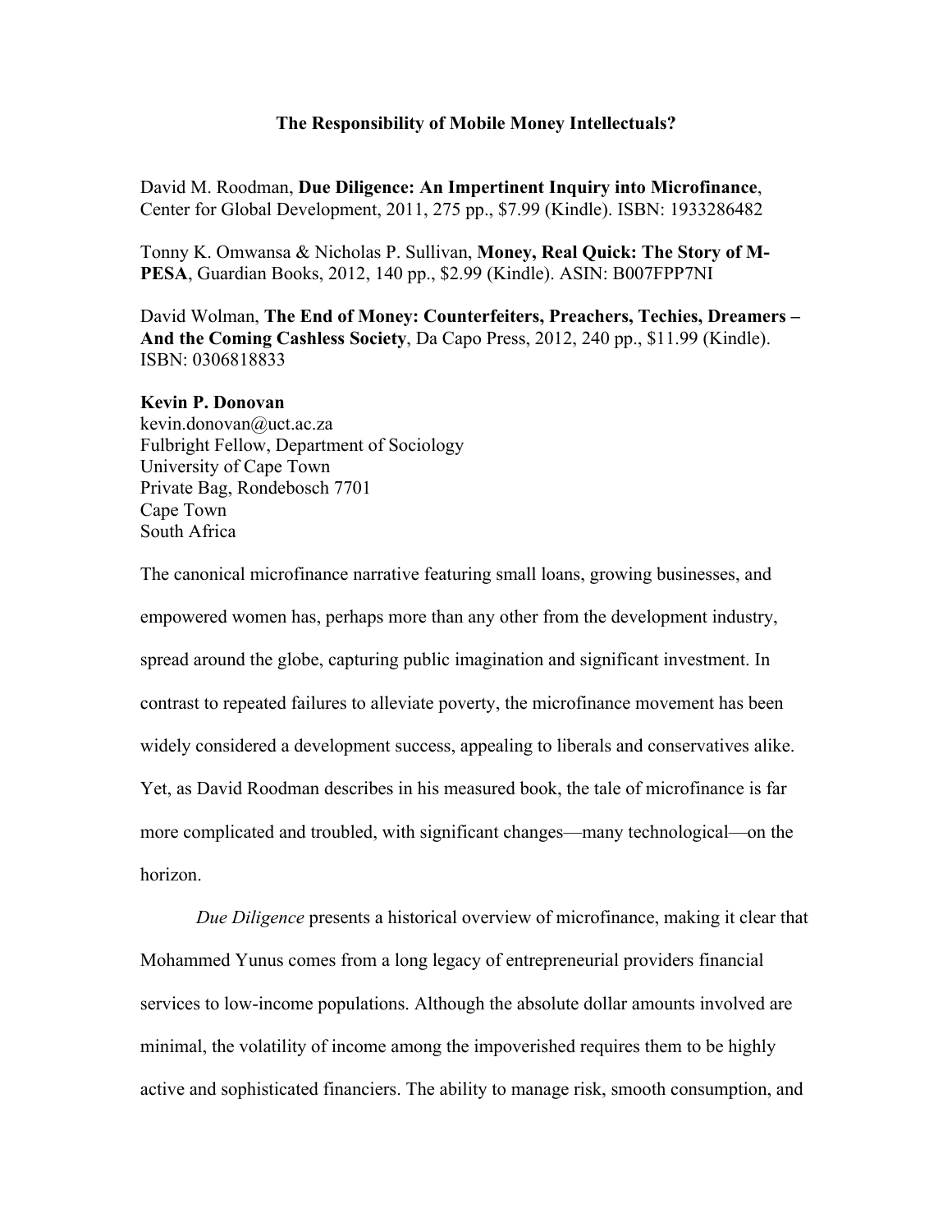**The Responsibility of Mobile Money Intellectuals?**

David M. Roodman, **Due Diligence: An Impertinent Inquiry into Microfinance**, Center for Global Development, 2011, 275 pp., $7.99 (Kindle). ISBN: 1933286482

Tonny K. Omwansa & Nicholas P. Sullivan, **Money, Real Quick: The Story of M-PESA**, Guardian Books, 2012, 140 pp., $2.99 (Kindle). ASIN: B007FPP7NI

David Wolman, **The End of Money: Counterfeiters, Preachers, Techies, Dreamers – And the Coming Cashless Society**, Da Capo Press, 2012, 240 pp., $11.99 (Kindle). ISBN: 0306818833

**Kevin P. Donovan**
kevin.donovan@uct.ac.za
Fulbright Fellow, Department of Sociology
University of Cape Town
Private Bag, Rondebosch 7701
Cape Town
South Africa

The canonical microfinance narrative featuring small loans, growing businesses, and empowered women has, perhaps more than any other from the development industry, spread around the globe, capturing public imagination and significant investment. In contrast to repeated failures to alleviate poverty, the microfinance movement has been widely considered a development success, appealing to liberals and conservatives alike. Yet, as David Roodman describes in his measured book, the tale of microfinance is far more complicated and troubled, with significant changes—many technological—on the horizon.

*Due Diligence* presents a historical overview of microfinance, making it clear that Mohammed Yunus comes from a long legacy of entrepreneurial providers financial services to low-income populations. Although the absolute dollar amounts involved are minimal, the volatility of income among the impoverished requires them to be highly active and sophisticated financiers. The ability to manage risk, smooth consumption, and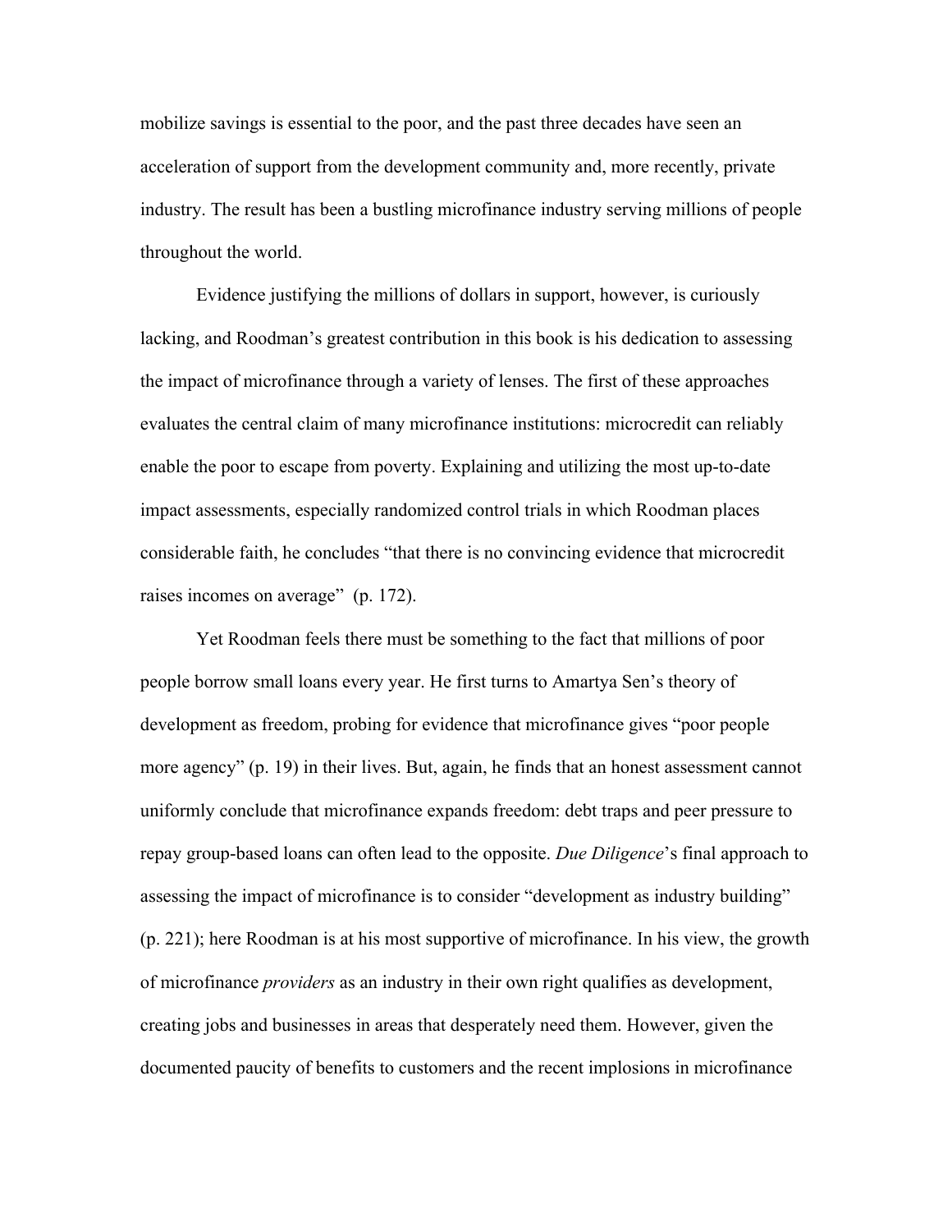mobilize savings is essential to the poor, and the past three decades have seen an acceleration of support from the development community and, more recently, private industry. The result has been a bustling microfinance industry serving millions of people throughout the world.

Evidence justifying the millions of dollars in support, however, is curiously lacking, and Roodman's greatest contribution in this book is his dedication to assessing the impact of microfinance through a variety of lenses. The first of these approaches evaluates the central claim of many microfinance institutions: microcredit can reliably enable the poor to escape from poverty. Explaining and utilizing the most up-to-date impact assessments, especially randomized control trials in which Roodman places considerable faith, he concludes "that there is no convincing evidence that microcredit raises incomes on average" (p. 172).

Yet Roodman feels there must be something to the fact that millions of poor people borrow small loans every year. He first turns to Amartya Sen's theory of development as freedom, probing for evidence that microfinance gives "poor people more agency" (p. 19) in their lives. But, again, he finds that an honest assessment cannot uniformly conclude that microfinance expands freedom: debt traps and peer pressure to repay group-based loans can often lead to the opposite. *Due Diligence*'s final approach to assessing the impact of microfinance is to consider "development as industry building" (p. 221); here Roodman is at his most supportive of microfinance. In his view, the growth of microfinance *providers* as an industry in their own right qualifies as development, creating jobs and businesses in areas that desperately need them. However, given the documented paucity of benefits to customers and the recent implosions in microfinance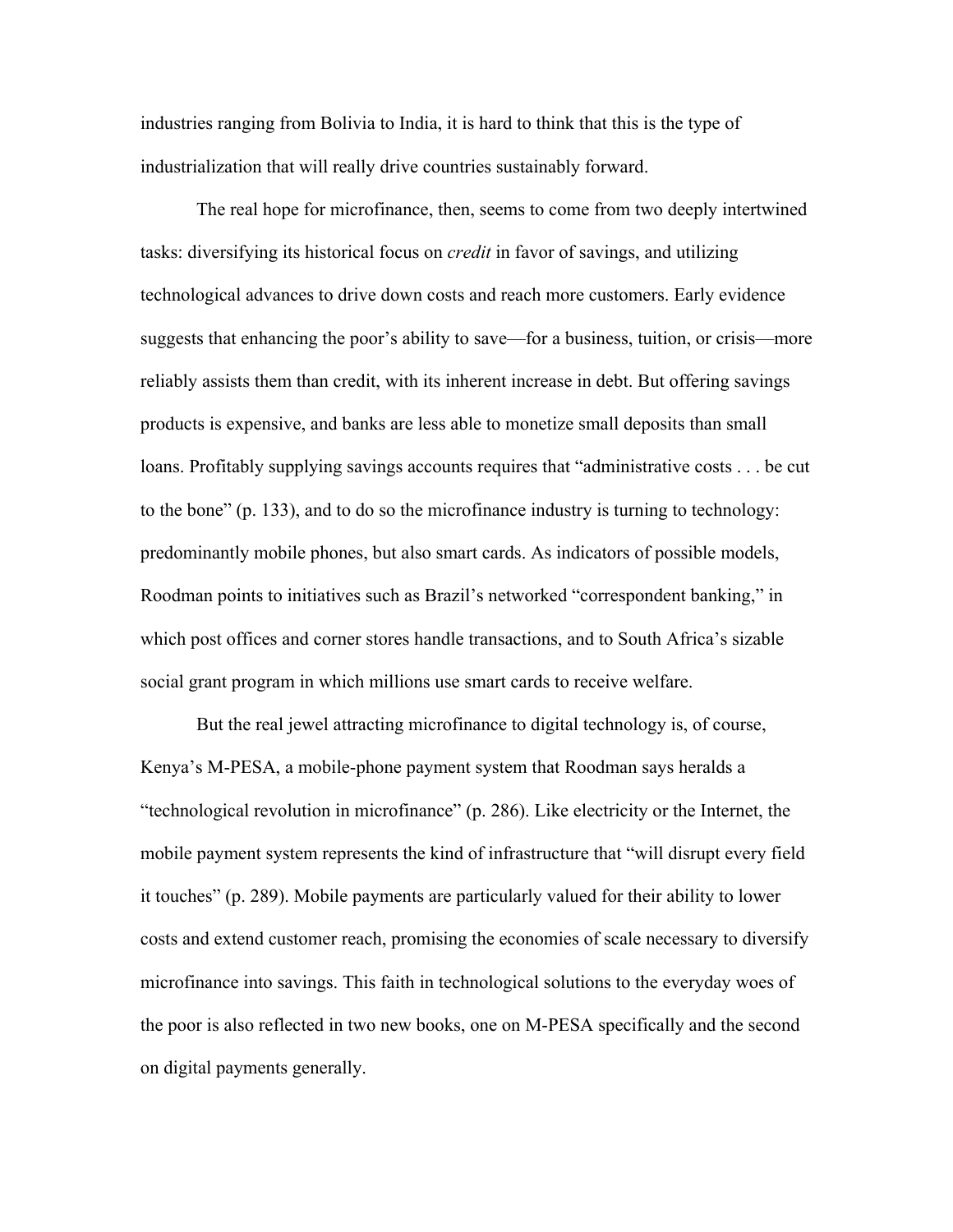industries ranging from Bolivia to India, it is hard to think that this is the type of industrialization that will really drive countries sustainably forward.

The real hope for microfinance, then, seems to come from two deeply intertwined tasks: diversifying its historical focus on *credit* in favor of savings, and utilizing technological advances to drive down costs and reach more customers. Early evidence suggests that enhancing the poor's ability to save—for a business, tuition, or crisis—more reliably assists them than credit, with its inherent increase in debt. But offering savings products is expensive, and banks are less able to monetize small deposits than small loans. Profitably supplying savings accounts requires that "administrative costs . . . be cut to the bone" (p. 133), and to do so the microfinance industry is turning to technology: predominantly mobile phones, but also smart cards. As indicators of possible models, Roodman points to initiatives such as Brazil's networked "correspondent banking," in which post offices and corner stores handle transactions, and to South Africa's sizable social grant program in which millions use smart cards to receive welfare.

But the real jewel attracting microfinance to digital technology is, of course, Kenya's M-PESA, a mobile-phone payment system that Roodman says heralds a "technological revolution in microfinance" (p. 286). Like electricity or the Internet, the mobile payment system represents the kind of infrastructure that "will disrupt every field it touches" (p. 289). Mobile payments are particularly valued for their ability to lower costs and extend customer reach, promising the economies of scale necessary to diversify microfinance into savings. This faith in technological solutions to the everyday woes of the poor is also reflected in two new books, one on M-PESA specifically and the second on digital payments generally.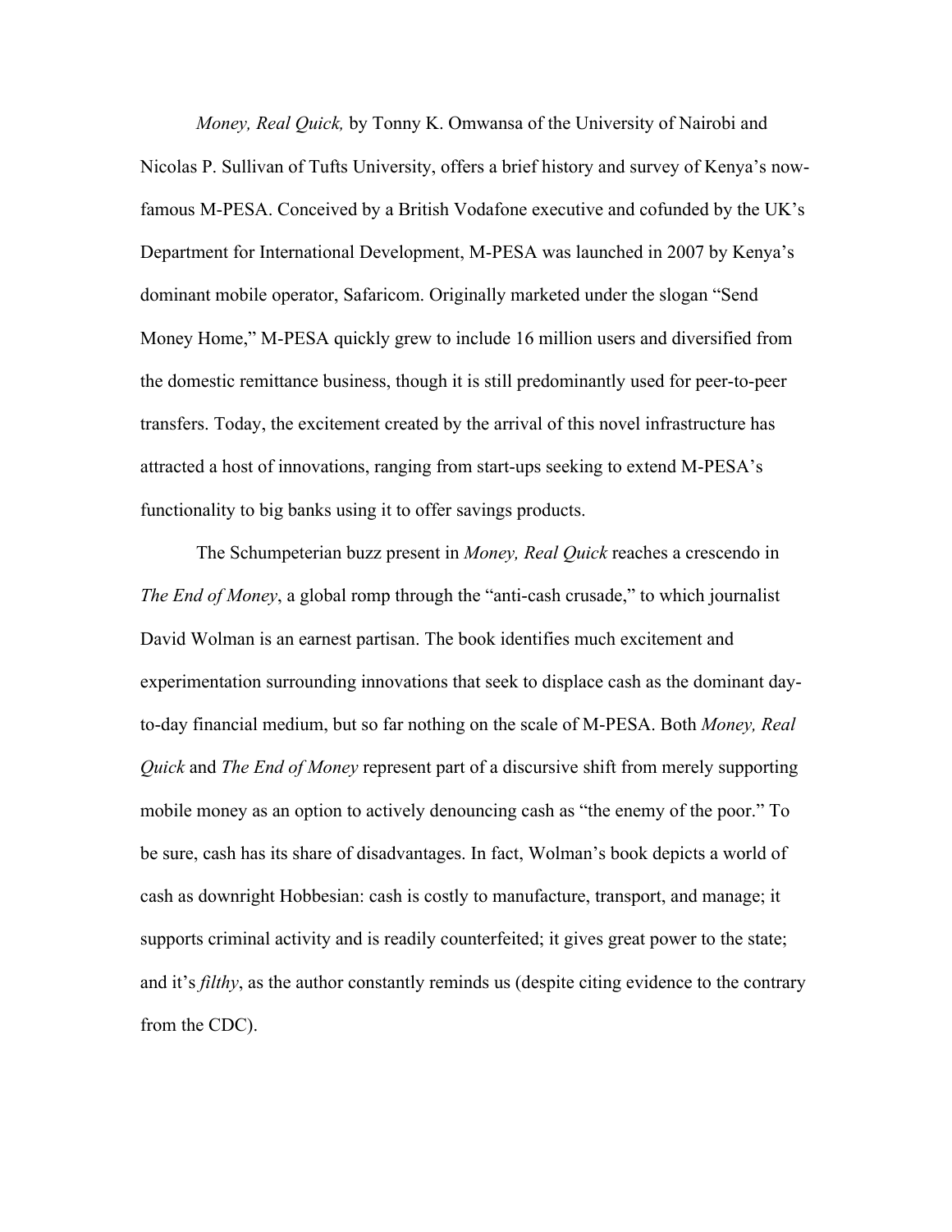*Money, Real Quick,* by Tonny K. Omwansa of the University of Nairobi and Nicolas P. Sullivan of Tufts University, offers a brief history and survey of Kenya's now-famous M-PESA. Conceived by a British Vodafone executive and cofunded by the UK's Department for International Development, M-PESA was launched in 2007 by Kenya's dominant mobile operator, Safaricom. Originally marketed under the slogan "Send Money Home," M-PESA quickly grew to include 16 million users and diversified from the domestic remittance business, though it is still predominantly used for peer-to-peer transfers. Today, the excitement created by the arrival of this novel infrastructure has attracted a host of innovations, ranging from start-ups seeking to extend M-PESA's functionality to big banks using it to offer savings products.

The Schumpeterian buzz present in *Money, Real Quick* reaches a crescendo in *The End of Money*, a global romp through the "anti-cash crusade," to which journalist David Wolman is an earnest partisan. The book identifies much excitement and experimentation surrounding innovations that seek to displace cash as the dominant day-to-day financial medium, but so far nothing on the scale of M-PESA. Both *Money, Real Quick* and *The End of Money* represent part of a discursive shift from merely supporting mobile money as an option to actively denouncing cash as "the enemy of the poor." To be sure, cash has its share of disadvantages. In fact, Wolman's book depicts a world of cash as downright Hobbesian: cash is costly to manufacture, transport, and manage; it supports criminal activity and is readily counterfeited; it gives great power to the state; and it's *filthy*, as the author constantly reminds us (despite citing evidence to the contrary from the CDC).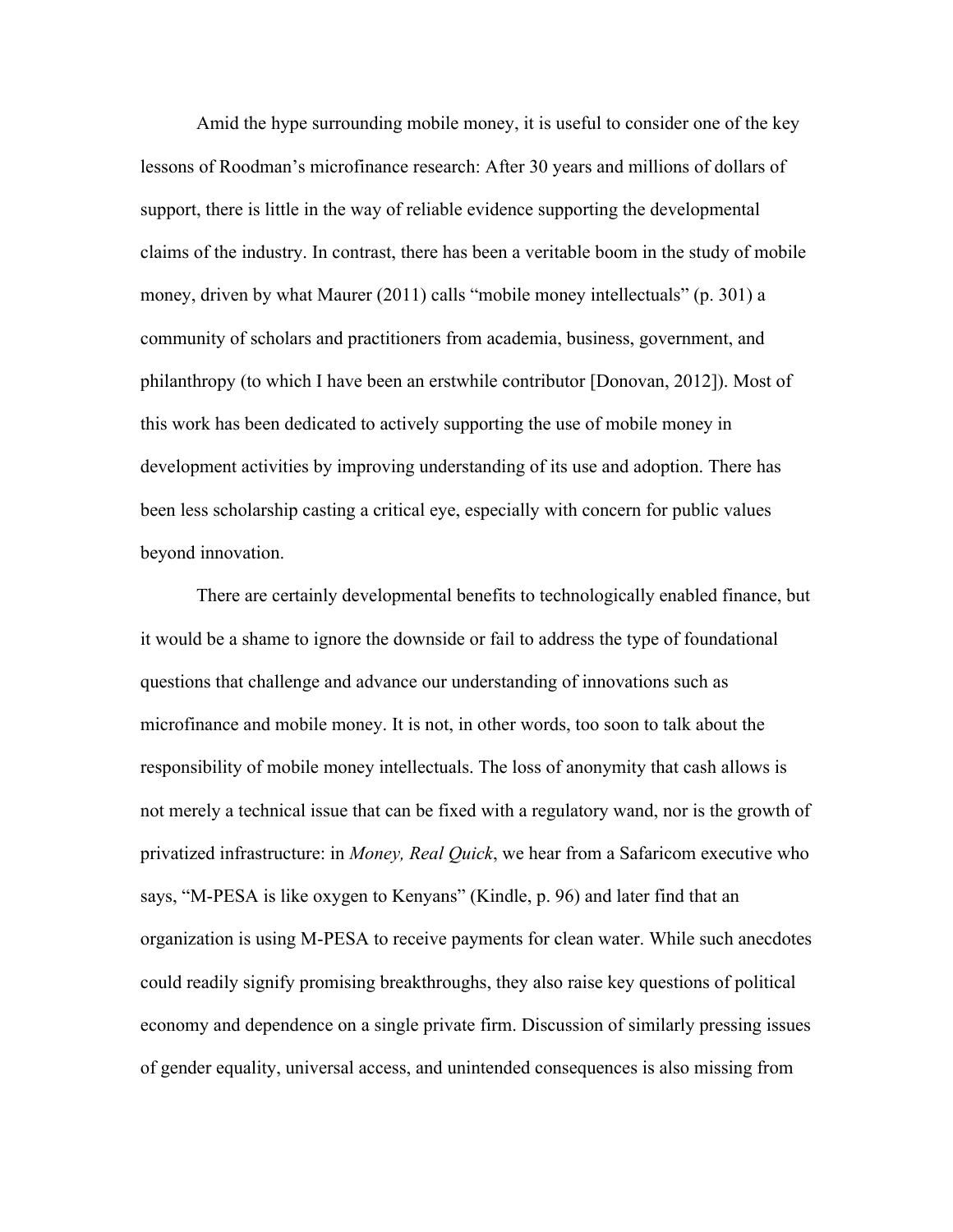Amid the hype surrounding mobile money, it is useful to consider one of the key lessons of Roodman's microfinance research: After 30 years and millions of dollars of support, there is little in the way of reliable evidence supporting the developmental claims of the industry. In contrast, there has been a veritable boom in the study of mobile money, driven by what Maurer (2011) calls "mobile money intellectuals" (p. 301) a community of scholars and practitioners from academia, business, government, and philanthropy (to which I have been an erstwhile contributor [Donovan, 2012]). Most of this work has been dedicated to actively supporting the use of mobile money in development activities by improving understanding of its use and adoption. There has been less scholarship casting a critical eye, especially with concern for public values beyond innovation.

There are certainly developmental benefits to technologically enabled finance, but it would be a shame to ignore the downside or fail to address the type of foundational questions that challenge and advance our understanding of innovations such as microfinance and mobile money. It is not, in other words, too soon to talk about the responsibility of mobile money intellectuals. The loss of anonymity that cash allows is not merely a technical issue that can be fixed with a regulatory wand, nor is the growth of privatized infrastructure: in *Money, Real Quick*, we hear from a Safaricom executive who says, "M-PESA is like oxygen to Kenyans" (Kindle, p. 96) and later find that an organization is using M-PESA to receive payments for clean water. While such anecdotes could readily signify promising breakthroughs, they also raise key questions of political economy and dependence on a single private firm. Discussion of similarly pressing issues of gender equality, universal access, and unintended consequences is also missing from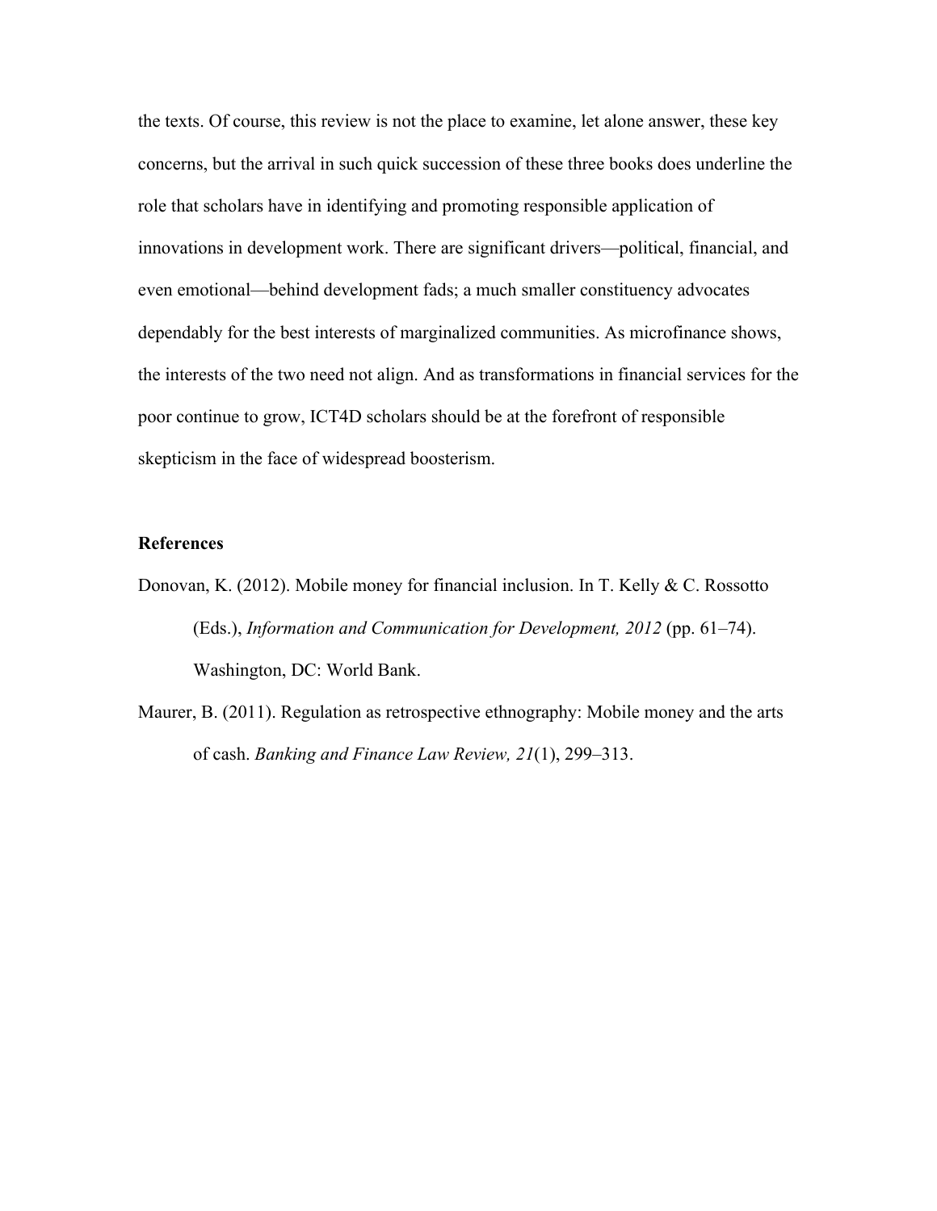the texts. Of course, this review is not the place to examine, let alone answer, these key concerns, but the arrival in such quick succession of these three books does underline the role that scholars have in identifying and promoting responsible application of innovations in development work. There are significant drivers—political, financial, and even emotional—behind development fads; a much smaller constituency advocates dependably for the best interests of marginalized communities. As microfinance shows, the interests of the two need not align. And as transformations in financial services for the poor continue to grow, ICT4D scholars should be at the forefront of responsible skepticism in the face of widespread boosterism.

**References**

Donovan, K. (2012). Mobile money for financial inclusion. In T. Kelly & C. Rossotto (Eds.), *Information and Communication for Development, 2012* (pp. 61–74). Washington, DC: World Bank.

Maurer, B. (2011). Regulation as retrospective ethnography: Mobile money and the arts of cash. *Banking and Finance Law Review, 21*(1), 299–313.